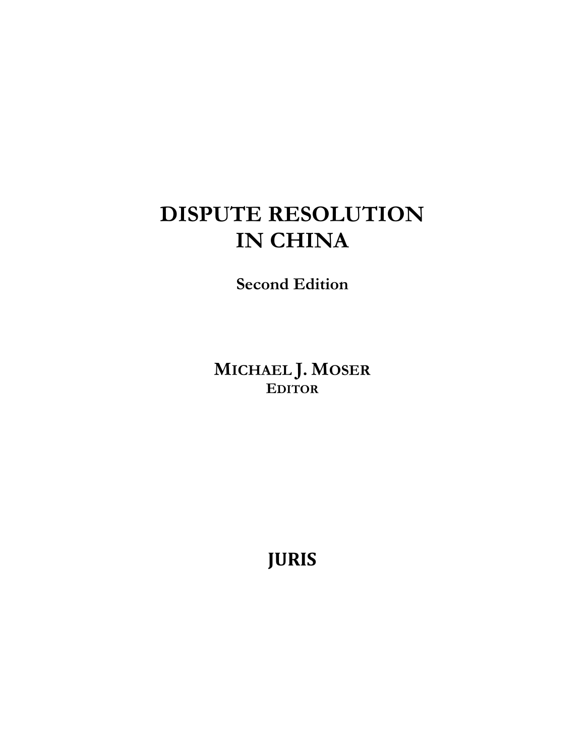# DISPUTE RESOLUTION IN CHINA

**Second Edition**

**MICHAEL J. MOSER**
**EDITOR**

**JURIS**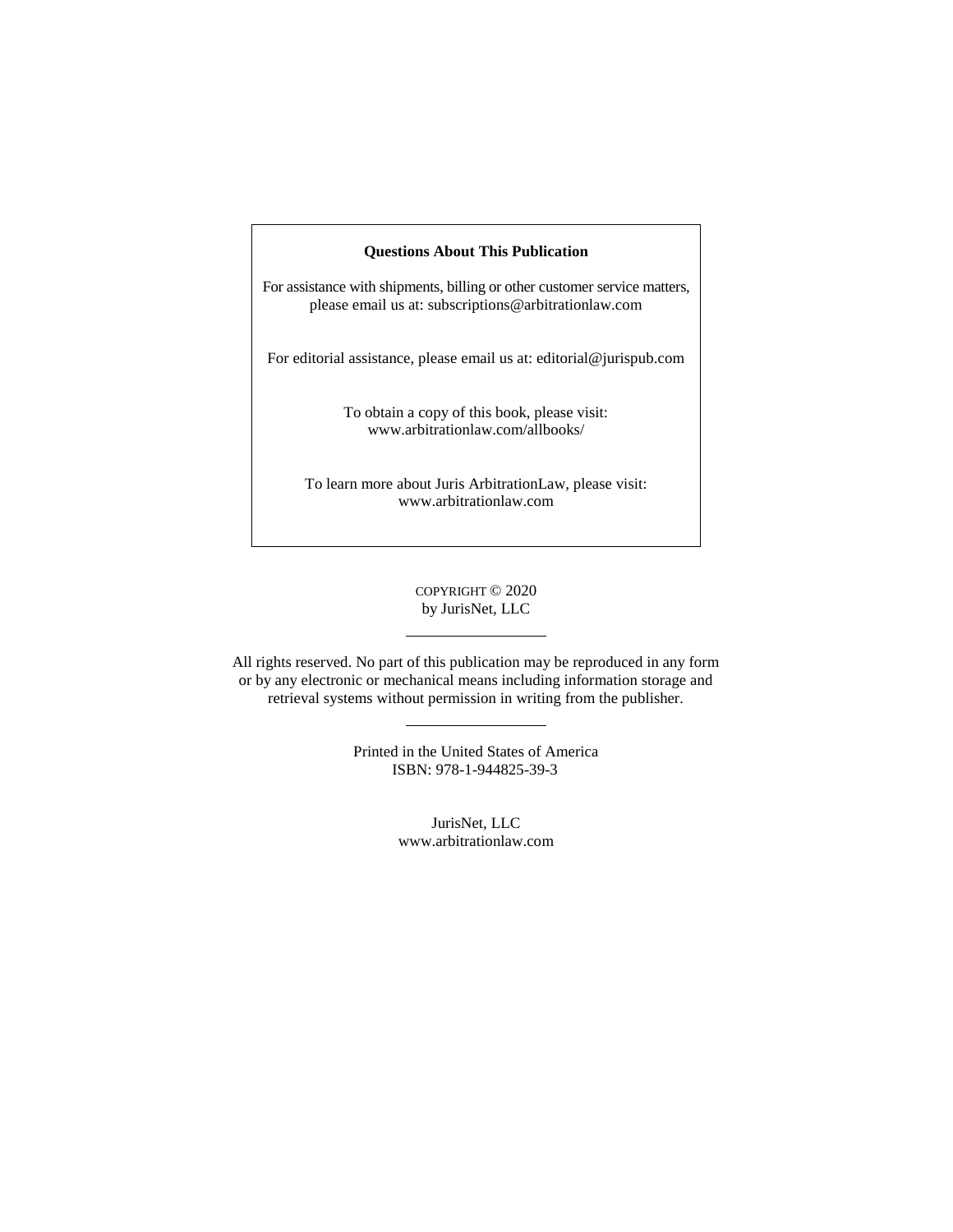**Questions About This Publication**

For assistance with shipments, billing or other customer service matters, please email us at: subscriptions@arbitrationlaw.com

For editorial assistance, please email us at: editorial@jurispub.com

To obtain a copy of this book, please visit:
www.arbitrationlaw.com/allbooks/

To learn more about Juris ArbitrationLaw, please visit:
www.arbitrationlaw.com

COPYRIGHT © 2020
by JurisNet, LLC

---

All rights reserved. No part of this publication may be reproduced in any form or by any electronic or mechanical means including information storage and retrieval systems without permission in writing from the publisher.

---

Printed in the United States of America
ISBN: 978-1-944825-39-3

JurisNet, LLC
www.arbitrationlaw.com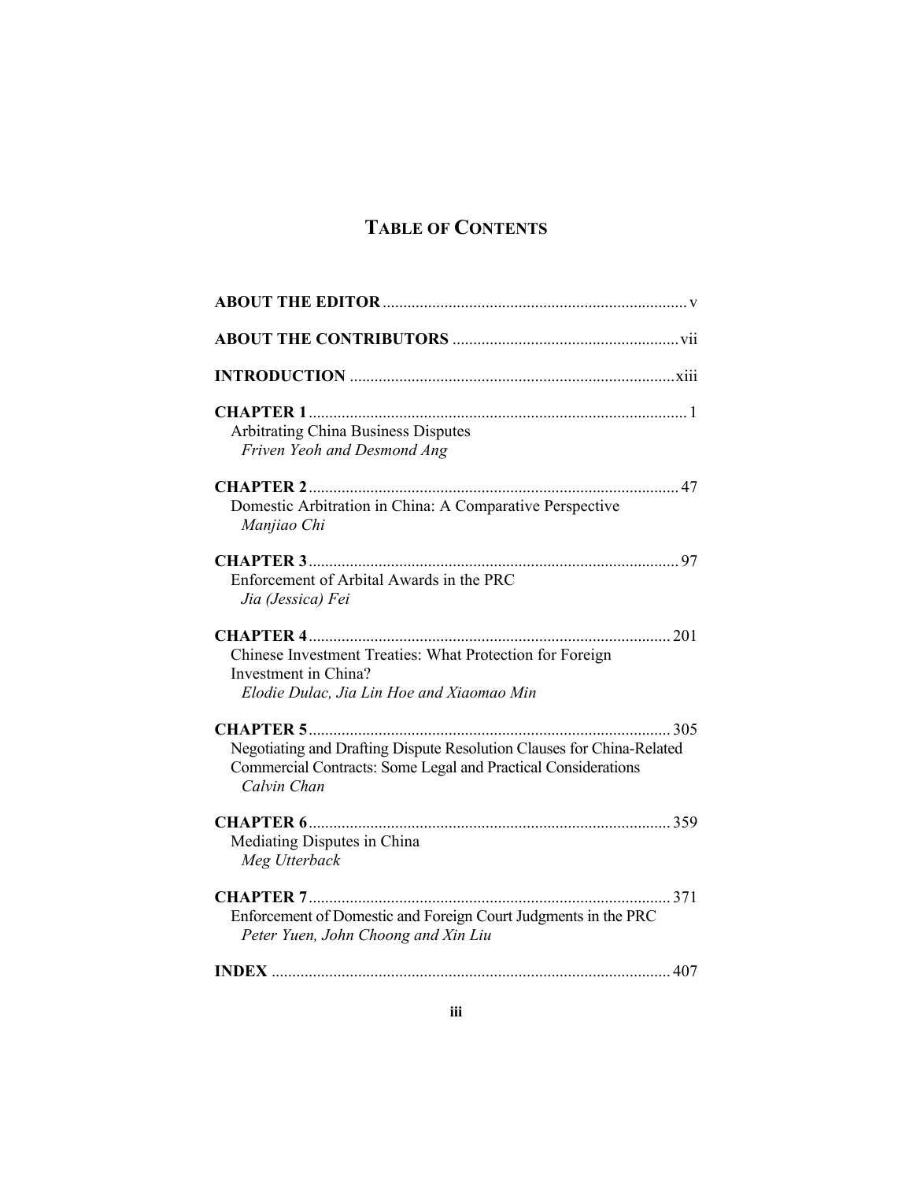# TABLE OF CONTENTS

**ABOUT THE EDITOR** .......... v

**ABOUT THE CONTRIBUTORS** .......... vii

**INTRODUCTION** .......... xiii

**CHAPTER 1** .......... 1
Arbitrating China Business Disputes
*Friven Yeoh and Desmond Ang*

**CHAPTER 2** .......... 47
Domestic Arbitration in China: A Comparative Perspective
*Manjiao Chi*

**CHAPTER 3** .......... 97
Enforcement of Arbital Awards in the PRC
*Jia (Jessica) Fei*

**CHAPTER 4** .......... 201
Chinese Investment Treaties: What Protection for Foreign Investment in China?
*Elodie Dulac, Jia Lin Hoe and Xiaomao Min*

**CHAPTER 5** .......... 305
Negotiating and Drafting Dispute Resolution Clauses for China-Related Commercial Contracts: Some Legal and Practical Considerations
*Calvin Chan*

**CHAPTER 6** .......... 359
Mediating Disputes in China
*Meg Utterback*

**CHAPTER 7** .......... 371
Enforcement of Domestic and Foreign Court Judgments in the PRC
*Peter Yuen, John Choong and Xin Liu*

**INDEX** .......... 407